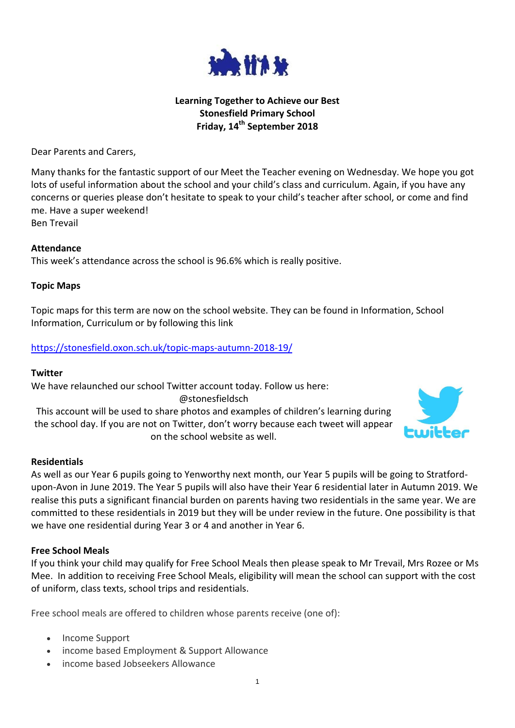**Learning Together to Achieve our Best**
**Stonesfield Primary School**
**Friday, 14th September 2018**

Dear Parents and Carers,

Many thanks for the fantastic support of our Meet the Teacher evening on Wednesday. We hope you got lots of useful information about the school and your child's class and curriculum. Again, if you have any concerns or queries please don't hesitate to speak to your child's teacher after school, or come and find me. Have a super weekend!
Ben Trevail

### Attendance

This week's attendance across the school is 96.6% which is really positive.

### Topic Maps

Topic maps for this term are now on the school website. They can be found in Information, School Information, Curriculum or by following this link

https://stonesfield.oxon.sch.uk/topic-maps-autumn-2018-19/

### Twitter

We have relaunched our school Twitter account today. Follow us here:

@stonesfieldsch

This account will be used to share photos and examples of children's learning during the school day. If you are not on Twitter, don't worry because each tweet will appear on the school website as well.

### Residentials

As well as our Year 6 pupils going to Yenworthy next month, our Year 5 pupils will be going to Stratford-upon-Avon in June 2019. The Year 5 pupils will also have their Year 6 residential later in Autumn 2019. We realise this puts a significant financial burden on parents having two residentials in the same year. We are committed to these residentials in 2019 but they will be under review in the future. One possibility is that we have one residential during Year 3 or 4 and another in Year 6.

### Free School Meals

If you think your child may qualify for Free School Meals then please speak to Mr Trevail, Mrs Rozee or Ms Mee. In addition to receiving Free School Meals, eligibility will mean the school can support with the cost of uniform, class texts, school trips and residentials.

Free school meals are offered to children whose parents receive (one of):

- Income Support
- income based Employment & Support Allowance
- income based Jobseekers Allowance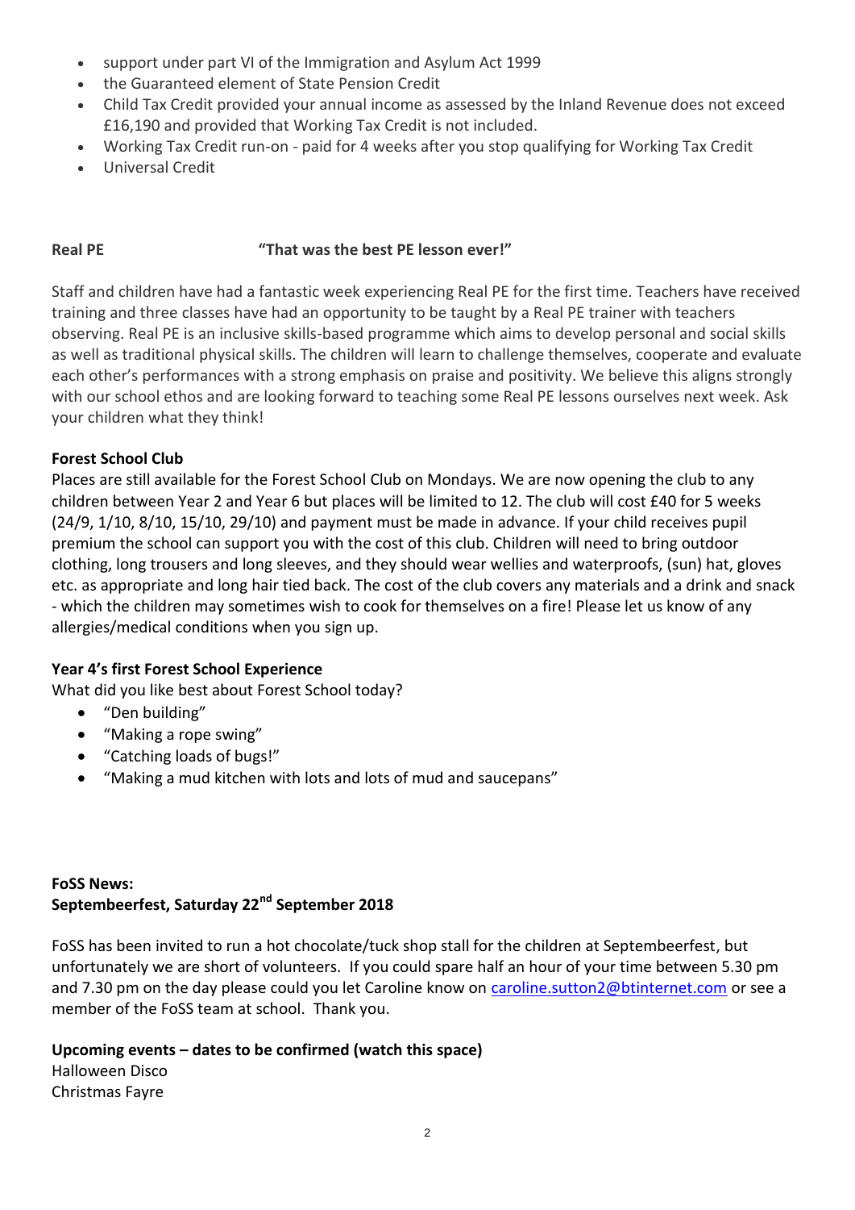- support under part VI of the Immigration and Asylum Act 1999
- the Guaranteed element of State Pension Credit
- Child Tax Credit provided your annual income as assessed by the Inland Revenue does not exceed £16,190 and provided that Working Tax Credit is not included.
- Working Tax Credit run-on - paid for 4 weeks after you stop qualifying for Working Tax Credit
- Universal Credit

**Real PE** **"That was the best PE lesson ever!"**

Staff and children have had a fantastic week experiencing Real PE for the first time. Teachers have received training and three classes have had an opportunity to be taught by a Real PE trainer with teachers observing. Real PE is an inclusive skills-based programme which aims to develop personal and social skills as well as traditional physical skills. The children will learn to challenge themselves, cooperate and evaluate each other's performances with a strong emphasis on praise and positivity. We believe this aligns strongly with our school ethos and are looking forward to teaching some Real PE lessons ourselves next week. Ask your children what they think!

**Forest School Club**

Places are still available for the Forest School Club on Mondays. We are now opening the club to any children between Year 2 and Year 6 but places will be limited to 12. The club will cost £40 for 5 weeks (24/9, 1/10, 8/10, 15/10, 29/10) and payment must be made in advance. If your child receives pupil premium the school can support you with the cost of this club. Children will need to bring outdoor clothing, long trousers and long sleeves, and they should wear wellies and waterproofs, (sun) hat, gloves etc. as appropriate and long hair tied back. The cost of the club covers any materials and a drink and snack - which the children may sometimes wish to cook for themselves on a fire! Please let us know of any allergies/medical conditions when you sign up.

**Year 4's first Forest School Experience**

What did you like best about Forest School today?

- "Den building"
- "Making a rope swing"
- "Catching loads of bugs!"
- "Making a mud kitchen with lots and lots of mud and saucepans"

**FoSS News:**
**Septembeerfest, Saturday 22nd September 2018**

FoSS has been invited to run a hot chocolate/tuck shop stall for the children at Septembeerfest, but unfortunately we are short of volunteers. If you could spare half an hour of your time between 5.30 pm and 7.30 pm on the day please could you let Caroline know on caroline.sutton2@btinternet.com or see a member of the FoSS team at school. Thank you.

**Upcoming events – dates to be confirmed (watch this space)**

Halloween Disco
Christmas Fayre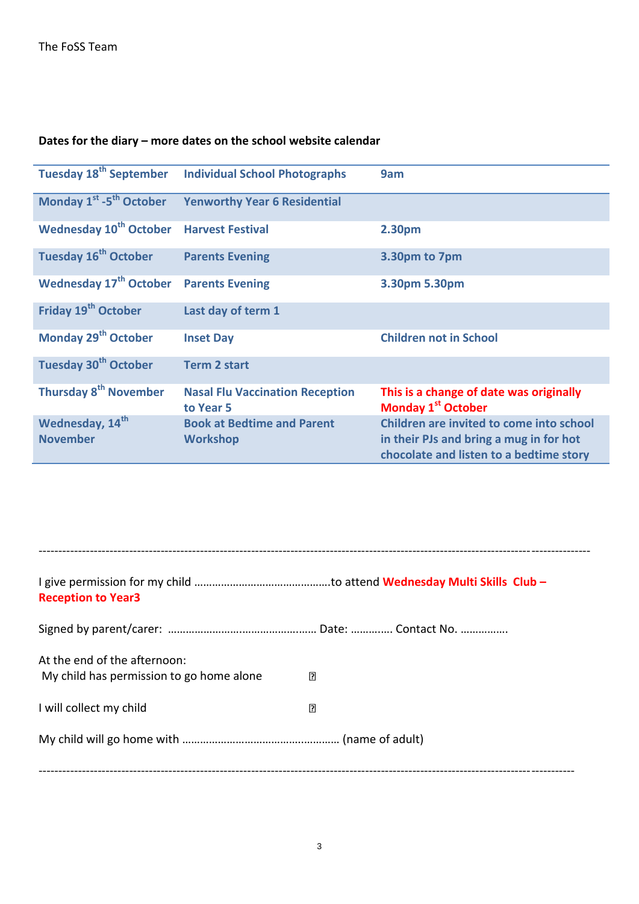The FoSS Team

**Dates for the diary – more dates on the school website calendar**

| | | |
|---|---|---|
| **Tuesday 18th September** | **Individual School Photographs** | **9am** |
| **Monday 1st -5th October** | **Yenworthy Year 6 Residential** | |
| **Wednesday 10th October** | **Harvest Festival** | **2.30pm** |
| **Tuesday 16th October** | **Parents Evening** | **3.30pm to 7pm** |
| **Wednesday 17th October** | **Parents Evening** | **3.30pm 5.30pm** |
| **Friday 19th October** | **Last day of term 1** | |
| **Monday 29th October** | **Inset Day** | **Children not in School** |
| **Tuesday 30th October** | **Term 2 start** | |
| **Thursday 8th November** | **Nasal Flu Vaccination Reception to Year 5** | **This is a change of date was originally Monday 1st October** |
| **Wednesday, 14th November** | **Book at Bedtime and Parent Workshop** | **Children are invited to come into school in their PJs and bring a mug in for hot chocolate and listen to a bedtime story** |

---

I give permission for my child ……………………………………….to attend **Wednesday Multi Skills Club – Reception to Year3**

Signed by parent/carer: …………………….…………………… Date: ………….. Contact No. …………….

At the end of the afternoon:
My child has permission to go home alone ☐

I will collect my child ☐

My child will go home with …………………………………………… (name of adult)

---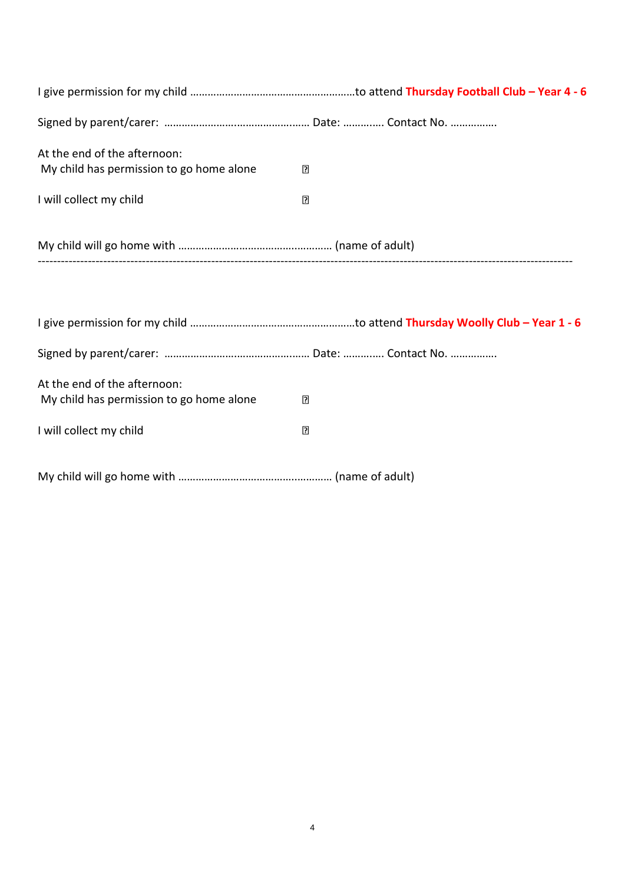I give permission for my child ………………………………………………….to attend **Thursday Football Club – Year 4 - 6**

Signed by parent/carer: ……………………..…………………. Date: ………….. Contact No. …………….

At the end of the afternoon:
My child has permission to go home alone ☐

I will collect my child ☐

My child will go home with ……………………………………………. (name of adult)

---

I give permission for my child ………………………………………………….to attend **Thursday Woolly Club – Year 1 - 6**

Signed by parent/carer: ……………………..…………………. Date: ………….. Contact No. …………….

At the end of the afternoon:
My child has permission to go home alone ☐

I will collect my child ☐

My child will go home with ……………………………………………. (name of adult)